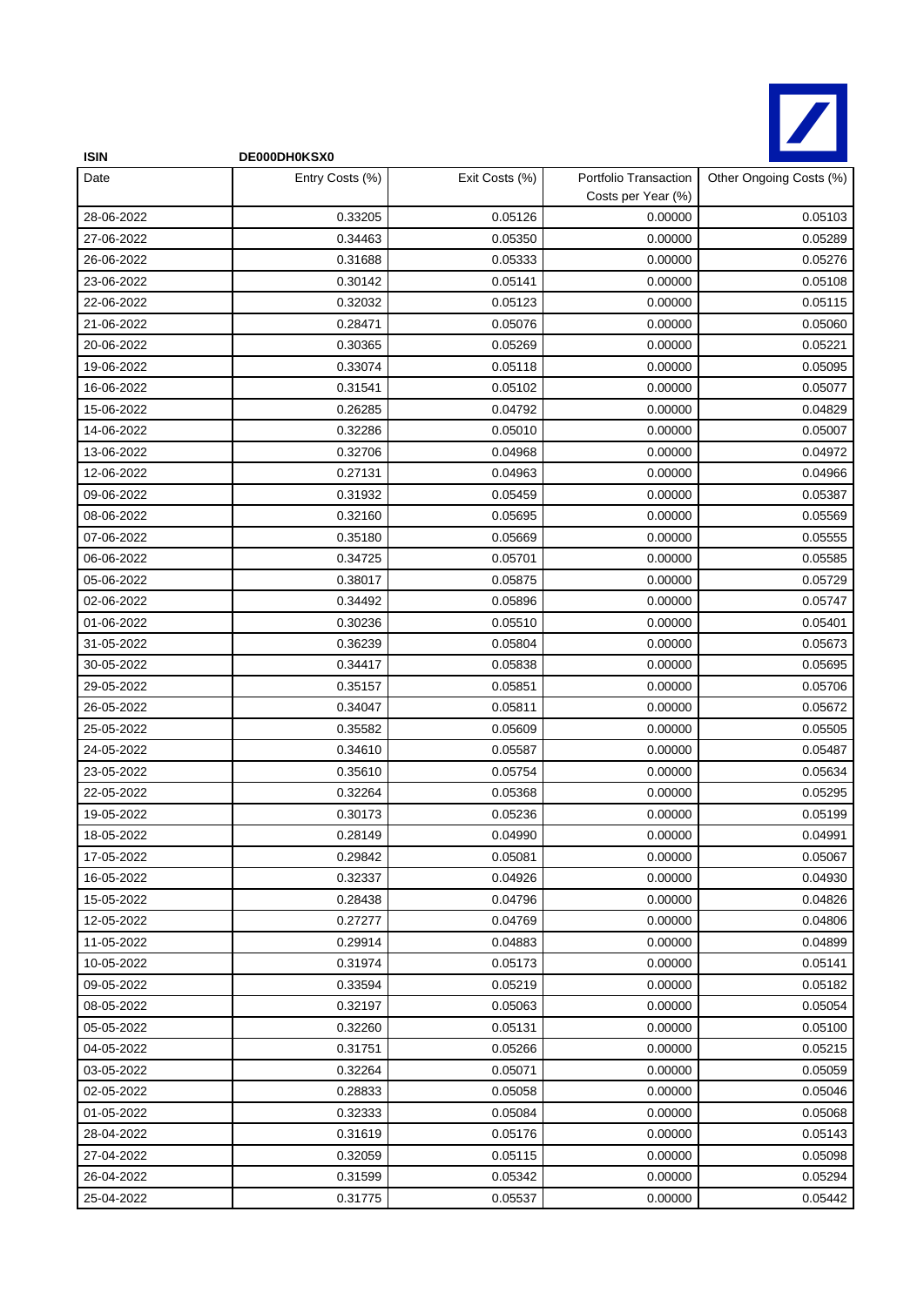| ISIN | DE000DH0KSX0 | | | |
|---|---|---|---|---|
| Date | Entry Costs (%) | Exit Costs (%) | Portfolio Transaction Costs per Year (%) | Other Ongoing Costs (%) |
| 28-06-2022 | 0.33205 | 0.05126 | 0.00000 | 0.05103 |
| 27-06-2022 | 0.34463 | 0.05350 | 0.00000 | 0.05289 |
| 26-06-2022 | 0.31688 | 0.05333 | 0.00000 | 0.05276 |
| 23-06-2022 | 0.30142 | 0.05141 | 0.00000 | 0.05108 |
| 22-06-2022 | 0.32032 | 0.05123 | 0.00000 | 0.05115 |
| 21-06-2022 | 0.28471 | 0.05076 | 0.00000 | 0.05060 |
| 20-06-2022 | 0.30365 | 0.05269 | 0.00000 | 0.05221 |
| 19-06-2022 | 0.33074 | 0.05118 | 0.00000 | 0.05095 |
| 16-06-2022 | 0.31541 | 0.05102 | 0.00000 | 0.05077 |
| 15-06-2022 | 0.26285 | 0.04792 | 0.00000 | 0.04829 |
| 14-06-2022 | 0.32286 | 0.05010 | 0.00000 | 0.05007 |
| 13-06-2022 | 0.32706 | 0.04968 | 0.00000 | 0.04972 |
| 12-06-2022 | 0.27131 | 0.04963 | 0.00000 | 0.04966 |
| 09-06-2022 | 0.31932 | 0.05459 | 0.00000 | 0.05387 |
| 08-06-2022 | 0.32160 | 0.05695 | 0.00000 | 0.05569 |
| 07-06-2022 | 0.35180 | 0.05669 | 0.00000 | 0.05555 |
| 06-06-2022 | 0.34725 | 0.05701 | 0.00000 | 0.05585 |
| 05-06-2022 | 0.38017 | 0.05875 | 0.00000 | 0.05729 |
| 02-06-2022 | 0.34492 | 0.05896 | 0.00000 | 0.05747 |
| 01-06-2022 | 0.30236 | 0.05510 | 0.00000 | 0.05401 |
| 31-05-2022 | 0.36239 | 0.05804 | 0.00000 | 0.05673 |
| 30-05-2022 | 0.34417 | 0.05838 | 0.00000 | 0.05695 |
| 29-05-2022 | 0.35157 | 0.05851 | 0.00000 | 0.05706 |
| 26-05-2022 | 0.34047 | 0.05811 | 0.00000 | 0.05672 |
| 25-05-2022 | 0.35582 | 0.05609 | 0.00000 | 0.05505 |
| 24-05-2022 | 0.34610 | 0.05587 | 0.00000 | 0.05487 |
| 23-05-2022 | 0.35610 | 0.05754 | 0.00000 | 0.05634 |
| 22-05-2022 | 0.32264 | 0.05368 | 0.00000 | 0.05295 |
| 19-05-2022 | 0.30173 | 0.05236 | 0.00000 | 0.05199 |
| 18-05-2022 | 0.28149 | 0.04990 | 0.00000 | 0.04991 |
| 17-05-2022 | 0.29842 | 0.05081 | 0.00000 | 0.05067 |
| 16-05-2022 | 0.32337 | 0.04926 | 0.00000 | 0.04930 |
| 15-05-2022 | 0.28438 | 0.04796 | 0.00000 | 0.04826 |
| 12-05-2022 | 0.27277 | 0.04769 | 0.00000 | 0.04806 |
| 11-05-2022 | 0.29914 | 0.04883 | 0.00000 | 0.04899 |
| 10-05-2022 | 0.31974 | 0.05173 | 0.00000 | 0.05141 |
| 09-05-2022 | 0.33594 | 0.05219 | 0.00000 | 0.05182 |
| 08-05-2022 | 0.32197 | 0.05063 | 0.00000 | 0.05054 |
| 05-05-2022 | 0.32260 | 0.05131 | 0.00000 | 0.05100 |
| 04-05-2022 | 0.31751 | 0.05266 | 0.00000 | 0.05215 |
| 03-05-2022 | 0.32264 | 0.05071 | 0.00000 | 0.05059 |
| 02-05-2022 | 0.28833 | 0.05058 | 0.00000 | 0.05046 |
| 01-05-2022 | 0.32333 | 0.05084 | 0.00000 | 0.05068 |
| 28-04-2022 | 0.31619 | 0.05176 | 0.00000 | 0.05143 |
| 27-04-2022 | 0.32059 | 0.05115 | 0.00000 | 0.05098 |
| 26-04-2022 | 0.31599 | 0.05342 | 0.00000 | 0.05294 |
| 25-04-2022 | 0.31775 | 0.05537 | 0.00000 | 0.05442 |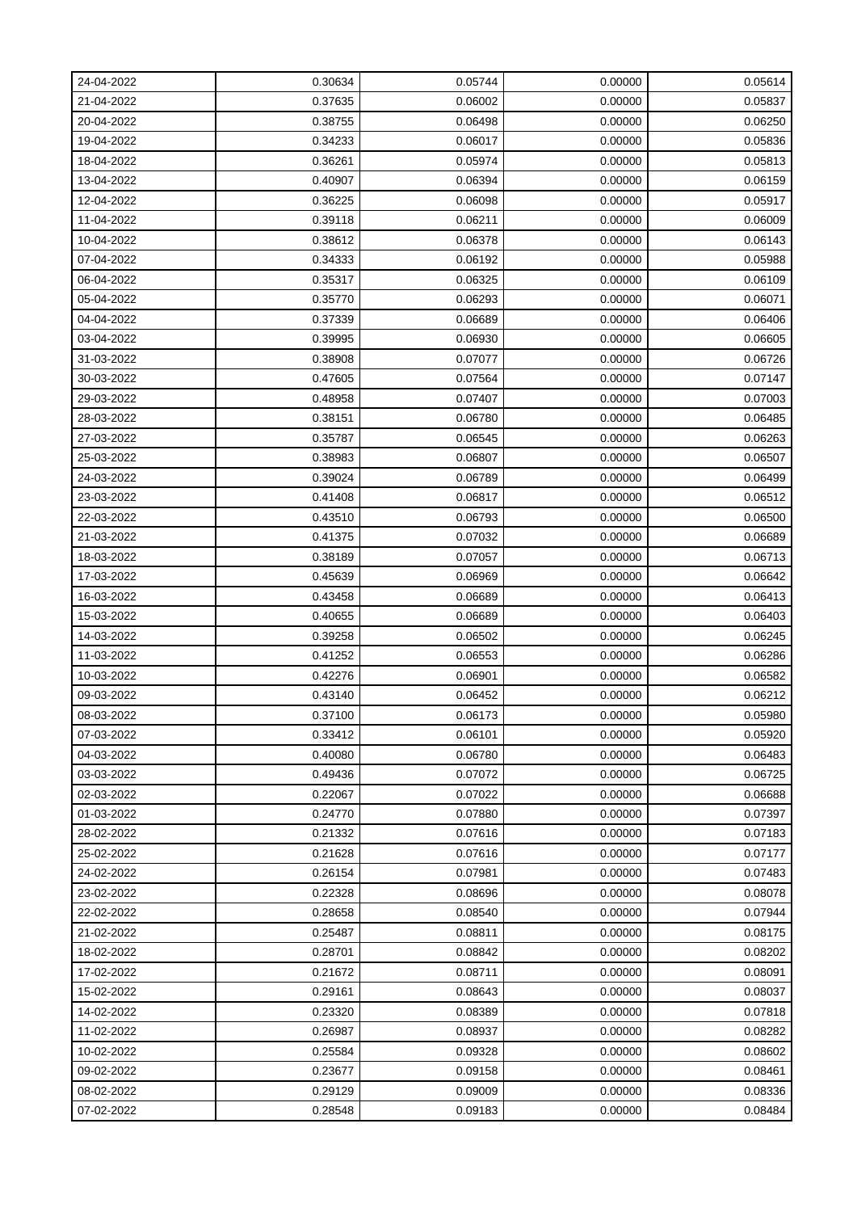| | | | | |
|---|---|---|---|---|
| 24-04-2022 | 0.30634 | 0.05744 | 0.00000 | 0.05614 |
| 21-04-2022 | 0.37635 | 0.06002 | 0.00000 | 0.05837 |
| 20-04-2022 | 0.38755 | 0.06498 | 0.00000 | 0.06250 |
| 19-04-2022 | 0.34233 | 0.06017 | 0.00000 | 0.05836 |
| 18-04-2022 | 0.36261 | 0.05974 | 0.00000 | 0.05813 |
| 13-04-2022 | 0.40907 | 0.06394 | 0.00000 | 0.06159 |
| 12-04-2022 | 0.36225 | 0.06098 | 0.00000 | 0.05917 |
| 11-04-2022 | 0.39118 | 0.06211 | 0.00000 | 0.06009 |
| 10-04-2022 | 0.38612 | 0.06378 | 0.00000 | 0.06143 |
| 07-04-2022 | 0.34333 | 0.06192 | 0.00000 | 0.05988 |
| 06-04-2022 | 0.35317 | 0.06325 | 0.00000 | 0.06109 |
| 05-04-2022 | 0.35770 | 0.06293 | 0.00000 | 0.06071 |
| 04-04-2022 | 0.37339 | 0.06689 | 0.00000 | 0.06406 |
| 03-04-2022 | 0.39995 | 0.06930 | 0.00000 | 0.06605 |
| 31-03-2022 | 0.38908 | 0.07077 | 0.00000 | 0.06726 |
| 30-03-2022 | 0.47605 | 0.07564 | 0.00000 | 0.07147 |
| 29-03-2022 | 0.48958 | 0.07407 | 0.00000 | 0.07003 |
| 28-03-2022 | 0.38151 | 0.06780 | 0.00000 | 0.06485 |
| 27-03-2022 | 0.35787 | 0.06545 | 0.00000 | 0.06263 |
| 25-03-2022 | 0.38983 | 0.06807 | 0.00000 | 0.06507 |
| 24-03-2022 | 0.39024 | 0.06789 | 0.00000 | 0.06499 |
| 23-03-2022 | 0.41408 | 0.06817 | 0.00000 | 0.06512 |
| 22-03-2022 | 0.43510 | 0.06793 | 0.00000 | 0.06500 |
| 21-03-2022 | 0.41375 | 0.07032 | 0.00000 | 0.06689 |
| 18-03-2022 | 0.38189 | 0.07057 | 0.00000 | 0.06713 |
| 17-03-2022 | 0.45639 | 0.06969 | 0.00000 | 0.06642 |
| 16-03-2022 | 0.43458 | 0.06689 | 0.00000 | 0.06413 |
| 15-03-2022 | 0.40655 | 0.06689 | 0.00000 | 0.06403 |
| 14-03-2022 | 0.39258 | 0.06502 | 0.00000 | 0.06245 |
| 11-03-2022 | 0.41252 | 0.06553 | 0.00000 | 0.06286 |
| 10-03-2022 | 0.42276 | 0.06901 | 0.00000 | 0.06582 |
| 09-03-2022 | 0.43140 | 0.06452 | 0.00000 | 0.06212 |
| 08-03-2022 | 0.37100 | 0.06173 | 0.00000 | 0.05980 |
| 07-03-2022 | 0.33412 | 0.06101 | 0.00000 | 0.05920 |
| 04-03-2022 | 0.40080 | 0.06780 | 0.00000 | 0.06483 |
| 03-03-2022 | 0.49436 | 0.07072 | 0.00000 | 0.06725 |
| 02-03-2022 | 0.22067 | 0.07022 | 0.00000 | 0.06688 |
| 01-03-2022 | 0.24770 | 0.07880 | 0.00000 | 0.07397 |
| 28-02-2022 | 0.21332 | 0.07616 | 0.00000 | 0.07183 |
| 25-02-2022 | 0.21628 | 0.07616 | 0.00000 | 0.07177 |
| 24-02-2022 | 0.26154 | 0.07981 | 0.00000 | 0.07483 |
| 23-02-2022 | 0.22328 | 0.08696 | 0.00000 | 0.08078 |
| 22-02-2022 | 0.28658 | 0.08540 | 0.00000 | 0.07944 |
| 21-02-2022 | 0.25487 | 0.08811 | 0.00000 | 0.08175 |
| 18-02-2022 | 0.28701 | 0.08842 | 0.00000 | 0.08202 |
| 17-02-2022 | 0.21672 | 0.08711 | 0.00000 | 0.08091 |
| 15-02-2022 | 0.29161 | 0.08643 | 0.00000 | 0.08037 |
| 14-02-2022 | 0.23320 | 0.08389 | 0.00000 | 0.07818 |
| 11-02-2022 | 0.26987 | 0.08937 | 0.00000 | 0.08282 |
| 10-02-2022 | 0.25584 | 0.09328 | 0.00000 | 0.08602 |
| 09-02-2022 | 0.23677 | 0.09158 | 0.00000 | 0.08461 |
| 08-02-2022 | 0.29129 | 0.09009 | 0.00000 | 0.08336 |
| 07-02-2022 | 0.28548 | 0.09183 | 0.00000 | 0.08484 |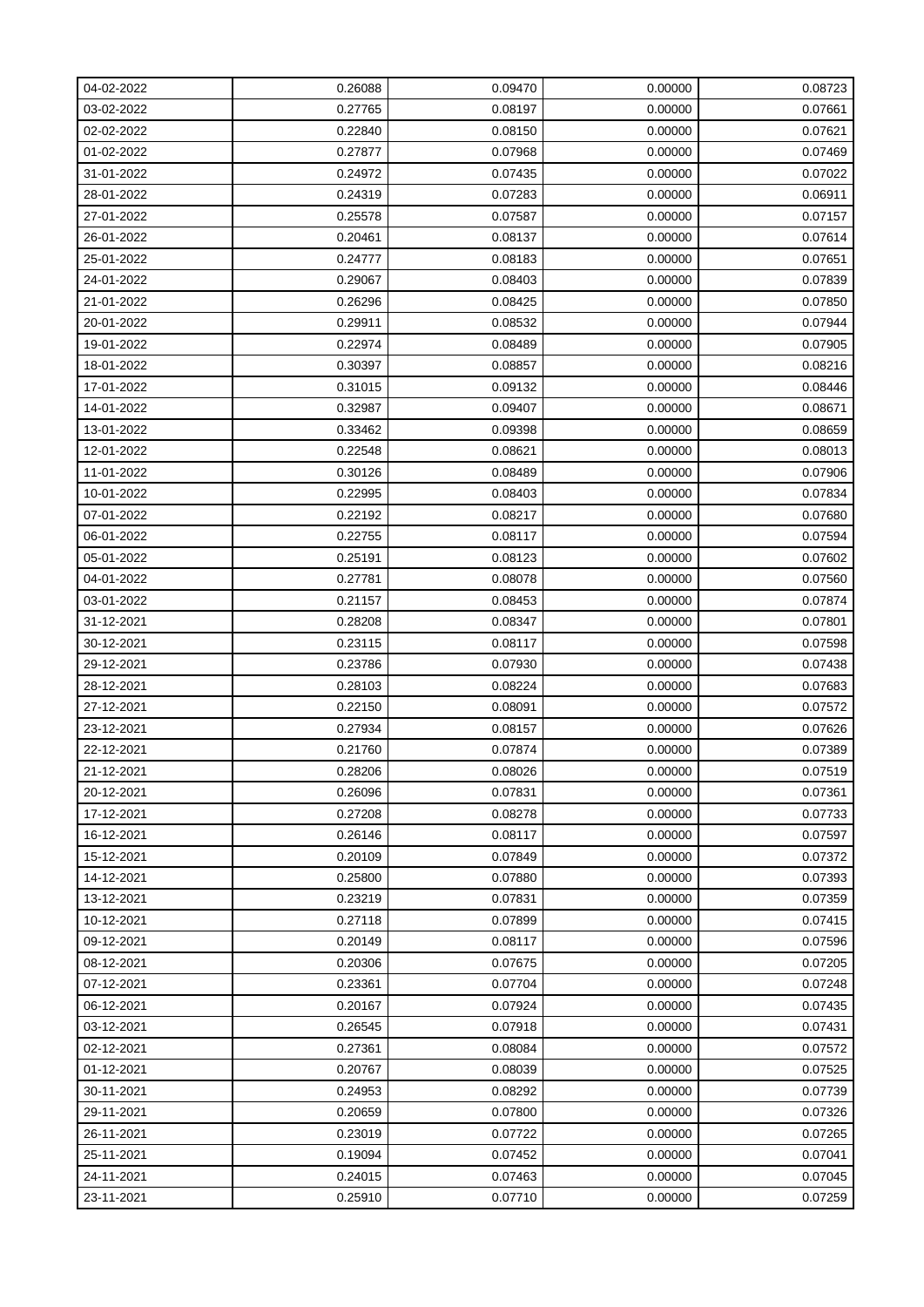| | | | | |
|---|---|---|---|---|
| 04-02-2022 | 0.26088 | 0.09470 | 0.00000 | 0.08723 |
| 03-02-2022 | 0.27765 | 0.08197 | 0.00000 | 0.07661 |
| 02-02-2022 | 0.22840 | 0.08150 | 0.00000 | 0.07621 |
| 01-02-2022 | 0.27877 | 0.07968 | 0.00000 | 0.07469 |
| 31-01-2022 | 0.24972 | 0.07435 | 0.00000 | 0.07022 |
| 28-01-2022 | 0.24319 | 0.07283 | 0.00000 | 0.06911 |
| 27-01-2022 | 0.25578 | 0.07587 | 0.00000 | 0.07157 |
| 26-01-2022 | 0.20461 | 0.08137 | 0.00000 | 0.07614 |
| 25-01-2022 | 0.24777 | 0.08183 | 0.00000 | 0.07651 |
| 24-01-2022 | 0.29067 | 0.08403 | 0.00000 | 0.07839 |
| 21-01-2022 | 0.26296 | 0.08425 | 0.00000 | 0.07850 |
| 20-01-2022 | 0.29911 | 0.08532 | 0.00000 | 0.07944 |
| 19-01-2022 | 0.22974 | 0.08489 | 0.00000 | 0.07905 |
| 18-01-2022 | 0.30397 | 0.08857 | 0.00000 | 0.08216 |
| 17-01-2022 | 0.31015 | 0.09132 | 0.00000 | 0.08446 |
| 14-01-2022 | 0.32987 | 0.09407 | 0.00000 | 0.08671 |
| 13-01-2022 | 0.33462 | 0.09398 | 0.00000 | 0.08659 |
| 12-01-2022 | 0.22548 | 0.08621 | 0.00000 | 0.08013 |
| 11-01-2022 | 0.30126 | 0.08489 | 0.00000 | 0.07906 |
| 10-01-2022 | 0.22995 | 0.08403 | 0.00000 | 0.07834 |
| 07-01-2022 | 0.22192 | 0.08217 | 0.00000 | 0.07680 |
| 06-01-2022 | 0.22755 | 0.08117 | 0.00000 | 0.07594 |
| 05-01-2022 | 0.25191 | 0.08123 | 0.00000 | 0.07602 |
| 04-01-2022 | 0.27781 | 0.08078 | 0.00000 | 0.07560 |
| 03-01-2022 | 0.21157 | 0.08453 | 0.00000 | 0.07874 |
| 31-12-2021 | 0.28208 | 0.08347 | 0.00000 | 0.07801 |
| 30-12-2021 | 0.23115 | 0.08117 | 0.00000 | 0.07598 |
| 29-12-2021 | 0.23786 | 0.07930 | 0.00000 | 0.07438 |
| 28-12-2021 | 0.28103 | 0.08224 | 0.00000 | 0.07683 |
| 27-12-2021 | 0.22150 | 0.08091 | 0.00000 | 0.07572 |
| 23-12-2021 | 0.27934 | 0.08157 | 0.00000 | 0.07626 |
| 22-12-2021 | 0.21760 | 0.07874 | 0.00000 | 0.07389 |
| 21-12-2021 | 0.28206 | 0.08026 | 0.00000 | 0.07519 |
| 20-12-2021 | 0.26096 | 0.07831 | 0.00000 | 0.07361 |
| 17-12-2021 | 0.27208 | 0.08278 | 0.00000 | 0.07733 |
| 16-12-2021 | 0.26146 | 0.08117 | 0.00000 | 0.07597 |
| 15-12-2021 | 0.20109 | 0.07849 | 0.00000 | 0.07372 |
| 14-12-2021 | 0.25800 | 0.07880 | 0.00000 | 0.07393 |
| 13-12-2021 | 0.23219 | 0.07831 | 0.00000 | 0.07359 |
| 10-12-2021 | 0.27118 | 0.07899 | 0.00000 | 0.07415 |
| 09-12-2021 | 0.20149 | 0.08117 | 0.00000 | 0.07596 |
| 08-12-2021 | 0.20306 | 0.07675 | 0.00000 | 0.07205 |
| 07-12-2021 | 0.23361 | 0.07704 | 0.00000 | 0.07248 |
| 06-12-2021 | 0.20167 | 0.07924 | 0.00000 | 0.07435 |
| 03-12-2021 | 0.26545 | 0.07918 | 0.00000 | 0.07431 |
| 02-12-2021 | 0.27361 | 0.08084 | 0.00000 | 0.07572 |
| 01-12-2021 | 0.20767 | 0.08039 | 0.00000 | 0.07525 |
| 30-11-2021 | 0.24953 | 0.08292 | 0.00000 | 0.07739 |
| 29-11-2021 | 0.20659 | 0.07800 | 0.00000 | 0.07326 |
| 26-11-2021 | 0.23019 | 0.07722 | 0.00000 | 0.07265 |
| 25-11-2021 | 0.19094 | 0.07452 | 0.00000 | 0.07041 |
| 24-11-2021 | 0.24015 | 0.07463 | 0.00000 | 0.07045 |
| 23-11-2021 | 0.25910 | 0.07710 | 0.00000 | 0.07259 |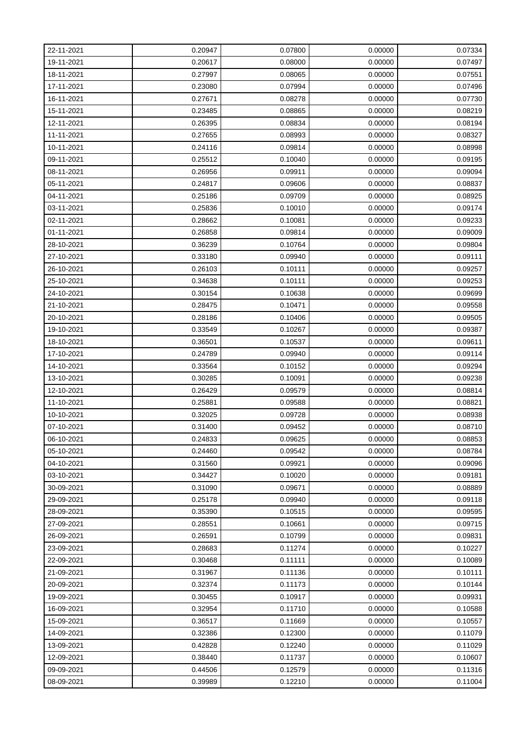| | | | | |
|---|---|---|---|---|
| 22-11-2021 | 0.20947 | 0.07800 | 0.00000 | 0.07334 |
| 19-11-2021 | 0.20617 | 0.08000 | 0.00000 | 0.07497 |
| 18-11-2021 | 0.27997 | 0.08065 | 0.00000 | 0.07551 |
| 17-11-2021 | 0.23080 | 0.07994 | 0.00000 | 0.07496 |
| 16-11-2021 | 0.27671 | 0.08278 | 0.00000 | 0.07730 |
| 15-11-2021 | 0.23485 | 0.08865 | 0.00000 | 0.08219 |
| 12-11-2021 | 0.26395 | 0.08834 | 0.00000 | 0.08194 |
| 11-11-2021 | 0.27655 | 0.08993 | 0.00000 | 0.08327 |
| 10-11-2021 | 0.24116 | 0.09814 | 0.00000 | 0.08998 |
| 09-11-2021 | 0.25512 | 0.10040 | 0.00000 | 0.09195 |
| 08-11-2021 | 0.26956 | 0.09911 | 0.00000 | 0.09094 |
| 05-11-2021 | 0.24817 | 0.09606 | 0.00000 | 0.08837 |
| 04-11-2021 | 0.25186 | 0.09709 | 0.00000 | 0.08925 |
| 03-11-2021 | 0.25836 | 0.10010 | 0.00000 | 0.09174 |
| 02-11-2021 | 0.28662 | 0.10081 | 0.00000 | 0.09233 |
| 01-11-2021 | 0.26858 | 0.09814 | 0.00000 | 0.09009 |
| 28-10-2021 | 0.36239 | 0.10764 | 0.00000 | 0.09804 |
| 27-10-2021 | 0.33180 | 0.09940 | 0.00000 | 0.09111 |
| 26-10-2021 | 0.26103 | 0.10111 | 0.00000 | 0.09257 |
| 25-10-2021 | 0.34638 | 0.10111 | 0.00000 | 0.09253 |
| 24-10-2021 | 0.30154 | 0.10638 | 0.00000 | 0.09699 |
| 21-10-2021 | 0.28475 | 0.10471 | 0.00000 | 0.09558 |
| 20-10-2021 | 0.28186 | 0.10406 | 0.00000 | 0.09505 |
| 19-10-2021 | 0.33549 | 0.10267 | 0.00000 | 0.09387 |
| 18-10-2021 | 0.36501 | 0.10537 | 0.00000 | 0.09611 |
| 17-10-2021 | 0.24789 | 0.09940 | 0.00000 | 0.09114 |
| 14-10-2021 | 0.33564 | 0.10152 | 0.00000 | 0.09294 |
| 13-10-2021 | 0.30285 | 0.10091 | 0.00000 | 0.09238 |
| 12-10-2021 | 0.26429 | 0.09579 | 0.00000 | 0.08814 |
| 11-10-2021 | 0.25881 | 0.09588 | 0.00000 | 0.08821 |
| 10-10-2021 | 0.32025 | 0.09728 | 0.00000 | 0.08938 |
| 07-10-2021 | 0.31400 | 0.09452 | 0.00000 | 0.08710 |
| 06-10-2021 | 0.24833 | 0.09625 | 0.00000 | 0.08853 |
| 05-10-2021 | 0.24460 | 0.09542 | 0.00000 | 0.08784 |
| 04-10-2021 | 0.31560 | 0.09921 | 0.00000 | 0.09096 |
| 03-10-2021 | 0.34427 | 0.10020 | 0.00000 | 0.09181 |
| 30-09-2021 | 0.31090 | 0.09671 | 0.00000 | 0.08889 |
| 29-09-2021 | 0.25178 | 0.09940 | 0.00000 | 0.09118 |
| 28-09-2021 | 0.35390 | 0.10515 | 0.00000 | 0.09595 |
| 27-09-2021 | 0.28551 | 0.10661 | 0.00000 | 0.09715 |
| 26-09-2021 | 0.26591 | 0.10799 | 0.00000 | 0.09831 |
| 23-09-2021 | 0.28683 | 0.11274 | 0.00000 | 0.10227 |
| 22-09-2021 | 0.30468 | 0.11111 | 0.00000 | 0.10089 |
| 21-09-2021 | 0.31967 | 0.11136 | 0.00000 | 0.10111 |
| 20-09-2021 | 0.32374 | 0.11173 | 0.00000 | 0.10144 |
| 19-09-2021 | 0.30455 | 0.10917 | 0.00000 | 0.09931 |
| 16-09-2021 | 0.32954 | 0.11710 | 0.00000 | 0.10588 |
| 15-09-2021 | 0.36517 | 0.11669 | 0.00000 | 0.10557 |
| 14-09-2021 | 0.32386 | 0.12300 | 0.00000 | 0.11079 |
| 13-09-2021 | 0.42828 | 0.12240 | 0.00000 | 0.11029 |
| 12-09-2021 | 0.38440 | 0.11737 | 0.00000 | 0.10607 |
| 09-09-2021 | 0.44506 | 0.12579 | 0.00000 | 0.11316 |
| 08-09-2021 | 0.39989 | 0.12210 | 0.00000 | 0.11004 |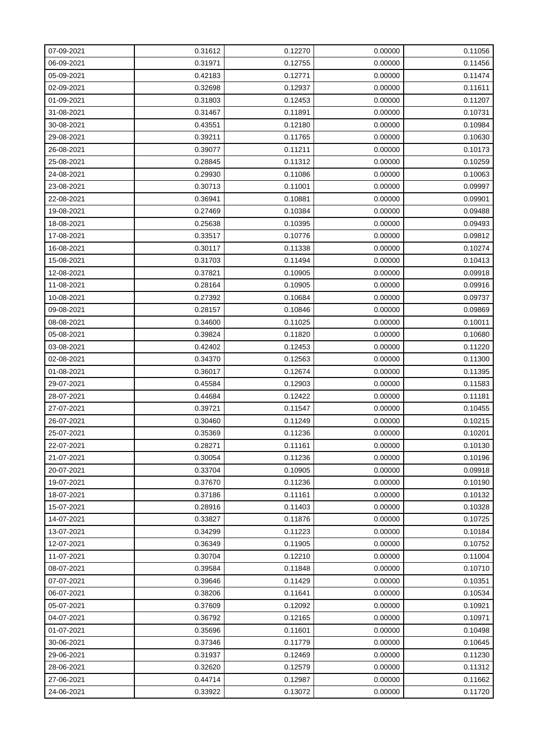| | | | | |
|---|---|---|---|---|
| 07-09-2021 | 0.31612 | 0.12270 | 0.00000 | 0.11056 |
| 06-09-2021 | 0.31971 | 0.12755 | 0.00000 | 0.11456 |
| 05-09-2021 | 0.42183 | 0.12771 | 0.00000 | 0.11474 |
| 02-09-2021 | 0.32698 | 0.12937 | 0.00000 | 0.11611 |
| 01-09-2021 | 0.31803 | 0.12453 | 0.00000 | 0.11207 |
| 31-08-2021 | 0.31467 | 0.11891 | 0.00000 | 0.10731 |
| 30-08-2021 | 0.43551 | 0.12180 | 0.00000 | 0.10984 |
| 29-08-2021 | 0.39211 | 0.11765 | 0.00000 | 0.10630 |
| 26-08-2021 | 0.39077 | 0.11211 | 0.00000 | 0.10173 |
| 25-08-2021 | 0.28845 | 0.11312 | 0.00000 | 0.10259 |
| 24-08-2021 | 0.29930 | 0.11086 | 0.00000 | 0.10063 |
| 23-08-2021 | 0.30713 | 0.11001 | 0.00000 | 0.09997 |
| 22-08-2021 | 0.36941 | 0.10881 | 0.00000 | 0.09901 |
| 19-08-2021 | 0.27469 | 0.10384 | 0.00000 | 0.09488 |
| 18-08-2021 | 0.25638 | 0.10395 | 0.00000 | 0.09493 |
| 17-08-2021 | 0.33517 | 0.10776 | 0.00000 | 0.09812 |
| 16-08-2021 | 0.30117 | 0.11338 | 0.00000 | 0.10274 |
| 15-08-2021 | 0.31703 | 0.11494 | 0.00000 | 0.10413 |
| 12-08-2021 | 0.37821 | 0.10905 | 0.00000 | 0.09918 |
| 11-08-2021 | 0.28164 | 0.10905 | 0.00000 | 0.09916 |
| 10-08-2021 | 0.27392 | 0.10684 | 0.00000 | 0.09737 |
| 09-08-2021 | 0.28157 | 0.10846 | 0.00000 | 0.09869 |
| 08-08-2021 | 0.34600 | 0.11025 | 0.00000 | 0.10011 |
| 05-08-2021 | 0.39824 | 0.11820 | 0.00000 | 0.10680 |
| 03-08-2021 | 0.42402 | 0.12453 | 0.00000 | 0.11220 |
| 02-08-2021 | 0.34370 | 0.12563 | 0.00000 | 0.11300 |
| 01-08-2021 | 0.36017 | 0.12674 | 0.00000 | 0.11395 |
| 29-07-2021 | 0.45584 | 0.12903 | 0.00000 | 0.11583 |
| 28-07-2021 | 0.44684 | 0.12422 | 0.00000 | 0.11181 |
| 27-07-2021 | 0.39721 | 0.11547 | 0.00000 | 0.10455 |
| 26-07-2021 | 0.30460 | 0.11249 | 0.00000 | 0.10215 |
| 25-07-2021 | 0.35369 | 0.11236 | 0.00000 | 0.10201 |
| 22-07-2021 | 0.28271 | 0.11161 | 0.00000 | 0.10130 |
| 21-07-2021 | 0.30054 | 0.11236 | 0.00000 | 0.10196 |
| 20-07-2021 | 0.33704 | 0.10905 | 0.00000 | 0.09918 |
| 19-07-2021 | 0.37670 | 0.11236 | 0.00000 | 0.10190 |
| 18-07-2021 | 0.37186 | 0.11161 | 0.00000 | 0.10132 |
| 15-07-2021 | 0.28916 | 0.11403 | 0.00000 | 0.10328 |
| 14-07-2021 | 0.33827 | 0.11876 | 0.00000 | 0.10725 |
| 13-07-2021 | 0.34299 | 0.11223 | 0.00000 | 0.10184 |
| 12-07-2021 | 0.36349 | 0.11905 | 0.00000 | 0.10752 |
| 11-07-2021 | 0.30704 | 0.12210 | 0.00000 | 0.11004 |
| 08-07-2021 | 0.39584 | 0.11848 | 0.00000 | 0.10710 |
| 07-07-2021 | 0.39646 | 0.11429 | 0.00000 | 0.10351 |
| 06-07-2021 | 0.38206 | 0.11641 | 0.00000 | 0.10534 |
| 05-07-2021 | 0.37609 | 0.12092 | 0.00000 | 0.10921 |
| 04-07-2021 | 0.36792 | 0.12165 | 0.00000 | 0.10971 |
| 01-07-2021 | 0.35696 | 0.11601 | 0.00000 | 0.10498 |
| 30-06-2021 | 0.37346 | 0.11779 | 0.00000 | 0.10645 |
| 29-06-2021 | 0.31937 | 0.12469 | 0.00000 | 0.11230 |
| 28-06-2021 | 0.32620 | 0.12579 | 0.00000 | 0.11312 |
| 27-06-2021 | 0.44714 | 0.12987 | 0.00000 | 0.11662 |
| 24-06-2021 | 0.33922 | 0.13072 | 0.00000 | 0.11720 |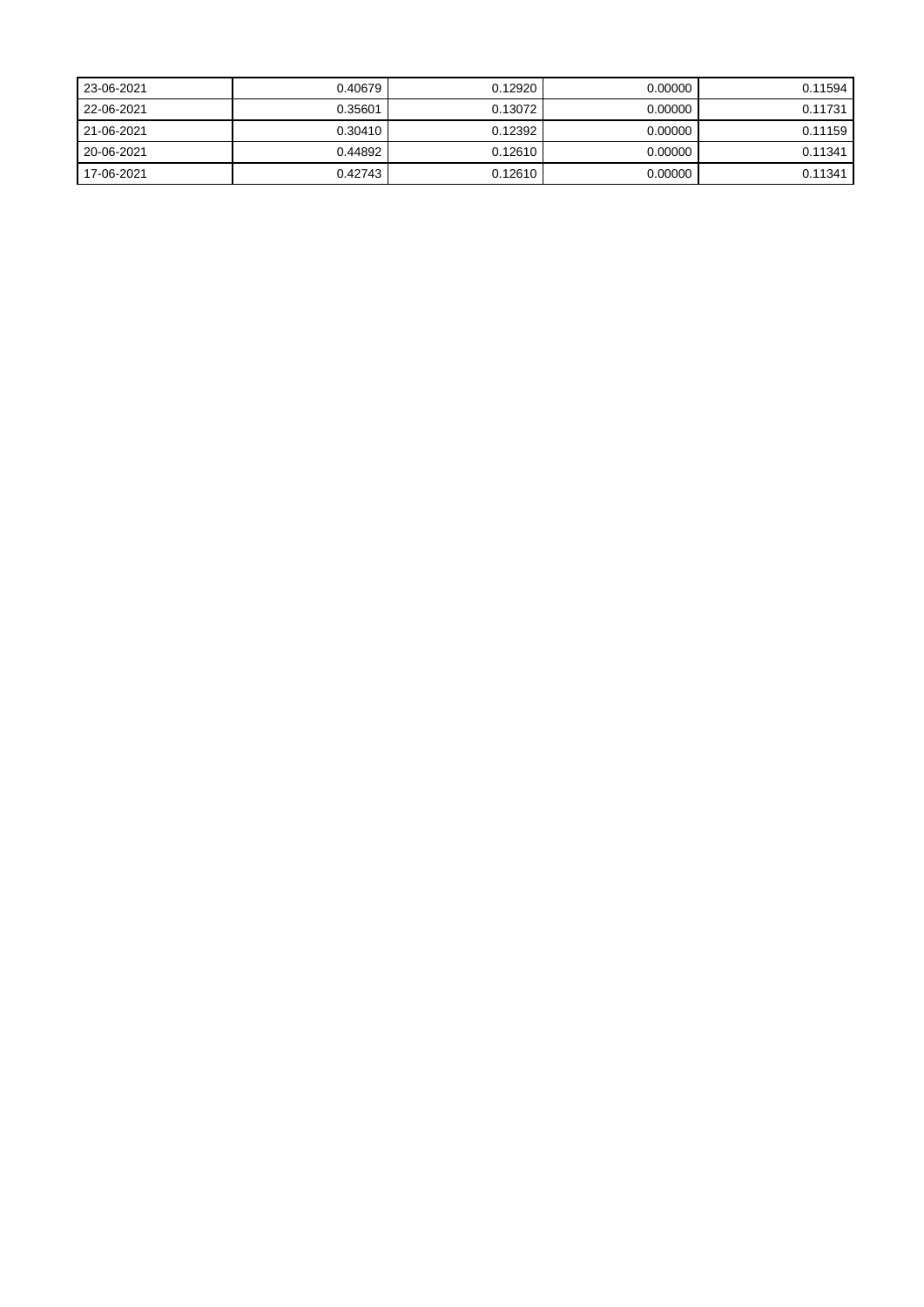| | | | | |
|---|---|---|---|---|
| 23-06-2021 | 0.40679 | 0.12920 | 0.00000 | 0.11594 |
| 22-06-2021 | 0.35601 | 0.13072 | 0.00000 | 0.11731 |
| 21-06-2021 | 0.30410 | 0.12392 | 0.00000 | 0.11159 |
| 20-06-2021 | 0.44892 | 0.12610 | 0.00000 | 0.11341 |
| 17-06-2021 | 0.42743 | 0.12610 | 0.00000 | 0.11341 |